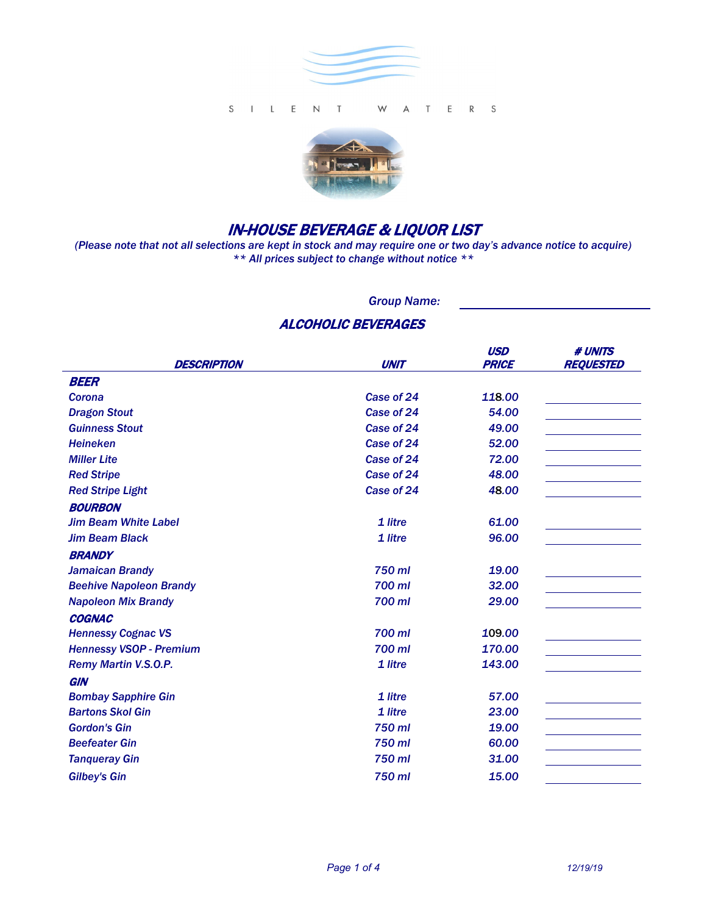S I L E N T W A T E R S

# IN-HOUSE BEVERAGE & LIQUOR LIST

*(Please note that not all selections are kept in stock and may require one or two day's advance notice to acquire)*
*\*\* All prices subject to change without notice \*\**

**Group Name:** ______________________

## ALCOHOLIC BEVERAGES

| DESCRIPTION | UNIT | USD PRICE | # UNITS REQUESTED |
|---|---|---|---|
| **BEER** | | | |
| Corona | Case of 24 | 118.00 | |
| Dragon Stout | Case of 24 | 54.00 | |
| Guinness Stout | Case of 24 | 49.00 | |
| Heineken | Case of 24 | 52.00 | |
| Miller Lite | Case of 24 | 72.00 | |
| Red Stripe | Case of 24 | 48.00 | |
| Red Stripe Light | Case of 24 | 48.00 | |
| **BOURBON** | | | |
| Jim Beam White Label | 1 litre | 61.00 | |
| Jim Beam Black | 1 litre | 96.00 | |
| **BRANDY** | | | |
| Jamaican Brandy | 750 ml | 19.00 | |
| Beehive Napoleon Brandy | 700 ml | 32.00 | |
| Napoleon Mix Brandy | 700 ml | 29.00 | |
| **COGNAC** | | | |
| Hennessy Cognac VS | 700 ml | 109.00 | |
| Hennessy VSOP - Premium | 700 ml | 170.00 | |
| Remy Martin V.S.O.P. | 1 litre | 143.00 | |
| **GIN** | | | |
| Bombay Sapphire Gin | 1 litre | 57.00 | |
| Bartons Skol Gin | 1 litre | 23.00 | |
| Gordon's Gin | 750 ml | 19.00 | |
| Beefeater Gin | 750 ml | 60.00 | |
| Tanqueray Gin | 750 ml | 31.00 | |
| Gilbey's Gin | 750 ml | 15.00 | |

12/19/19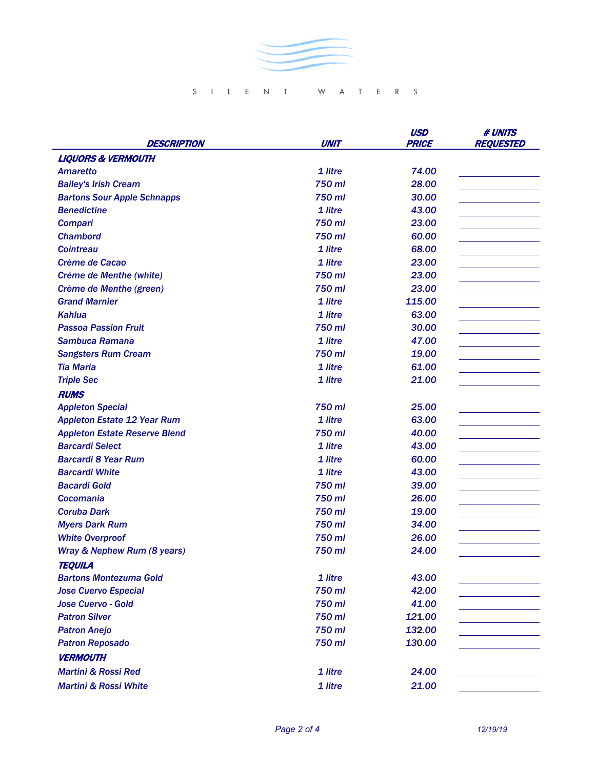S I L E N T   W A T E R S

| DESCRIPTION | UNIT | USD PRICE | # UNITS REQUESTED |
|---|---|---|---|
| **LIQUORS & VERMOUTH** | | | |
| Amaretto | 1 litre | 74.00 | |
| Bailey's Irish Cream | 750 ml | 28.00 | |
| Bartons Sour Apple Schnapps | 750 ml | 30.00 | |
| Benedictine | 1 litre | 43.00 | |
| Compari | 750 ml | 23.00 | |
| Chambord | 750 ml | 60.00 | |
| Cointreau | 1 litre | 68.00 | |
| Crème de Cacao | 1 litre | 23.00 | |
| Crème de Menthe (white) | 750 ml | 23.00 | |
| Crème de Menthe (green) | 750 ml | 23.00 | |
| Grand Marnier | 1 litre | 115.00 | |
| Kahlua | 1 litre | 63.00 | |
| Passoa Passion Fruit | 750 ml | 30.00 | |
| Sambuca Ramana | 1 litre | 47.00 | |
| Sangsters Rum Cream | 750 ml | 19.00 | |
| Tia Maria | 1 litre | 61.00 | |
| Triple Sec | 1 litre | 21.00 | |
| **RUMS** | | | |
| Appleton Special | 750 ml | 25.00 | |
| Appleton Estate 12 Year Rum | 1 litre | 63.00 | |
| Appleton Estate Reserve Blend | 750 ml | 40.00 | |
| Barcardi Select | 1 litre | 43.00 | |
| Barcardi 8 Year Rum | 1 litre | 60.00 | |
| Barcardi White | 1 litre | 43.00 | |
| Bacardi Gold | 750 ml | 39.00 | |
| Cocomania | 750 ml | 26.00 | |
| Coruba Dark | 750 ml | 19.00 | |
| Myers Dark Rum | 750 ml | 34.00 | |
| White Overproof | 750 ml | 26.00 | |
| Wray & Nephew Rum (8 years) | 750 ml | 24.00 | |
| **TEQUILA** | | | |
| Bartons Montezuma Gold | 1 litre | 43.00 | |
| Jose Cuervo Especial | 750 ml | 42.00 | |
| Jose Cuervo - Gold | 750 ml | 41.00 | |
| Patron Silver | 750 ml | 121.00 | |
| Patron Anejo | 750 ml | 132.00 | |
| Patron Reposado | 750 ml | 130.00 | |
| **VERMOUTH** | | | |
| Martini & Rossi Red | 1 litre | 24.00 | |
| Martini & Rossi White | 1 litre | 21.00 | |

12/19/19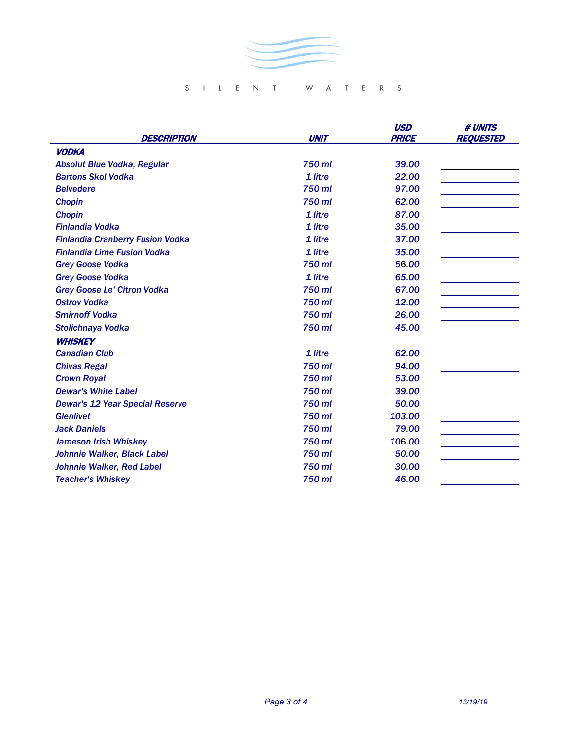SILENT WATERS

| DESCRIPTION | UNIT | USD PRICE | # UNITS REQUESTED |
|---|---|---|---|
| **VODKA** | | | |
| Absolut Blue Vodka, Regular | 750 ml | 39.00 | |
| Bartons Skol Vodka | 1 litre | 22.00 | |
| Belvedere | 750 ml | 97.00 | |
| Chopin | 750 ml | 62.00 | |
| Chopin | 1 litre | 87.00 | |
| Finlandia Vodka | 1 litre | 35.00 | |
| Finlandia Cranberry Fusion Vodka | 1 litre | 37.00 | |
| Finlandia Lime Fusion Vodka | 1 litre | 35.00 | |
| Grey Goose Vodka | 750 ml | 56.00 | |
| Grey Goose Vodka | 1 litre | 65.00 | |
| Grey Goose Le' Citron Vodka | 750 ml | 67.00 | |
| Ostrov Vodka | 750 ml | 12.00 | |
| Smirnoff Vodka | 750 ml | 26.00 | |
| Stolichnaya Vodka | 750 ml | 45.00 | |
| **WHISKEY** | | | |
| Canadian Club | 1 litre | 62.00 | |
| Chivas Regal | 750 ml | 94.00 | |
| Crown Royal | 750 ml | 53.00 | |
| Dewar's White Label | 750 ml | 39.00 | |
| Dewar's 12 Year Special Reserve | 750 ml | 50.00 | |
| Glenlivet | 750 ml | 103.00 | |
| Jack Daniels | 750 ml | 79.00 | |
| Jameson Irish Whiskey | 750 ml | 106.00 | |
| Johnnie Walker, Black Label | 750 ml | 50.00 | |
| Johnnie Walker, Red Label | 750 ml | 30.00 | |
| Teacher's Whiskey | 750 ml | 46.00 | |

12/19/19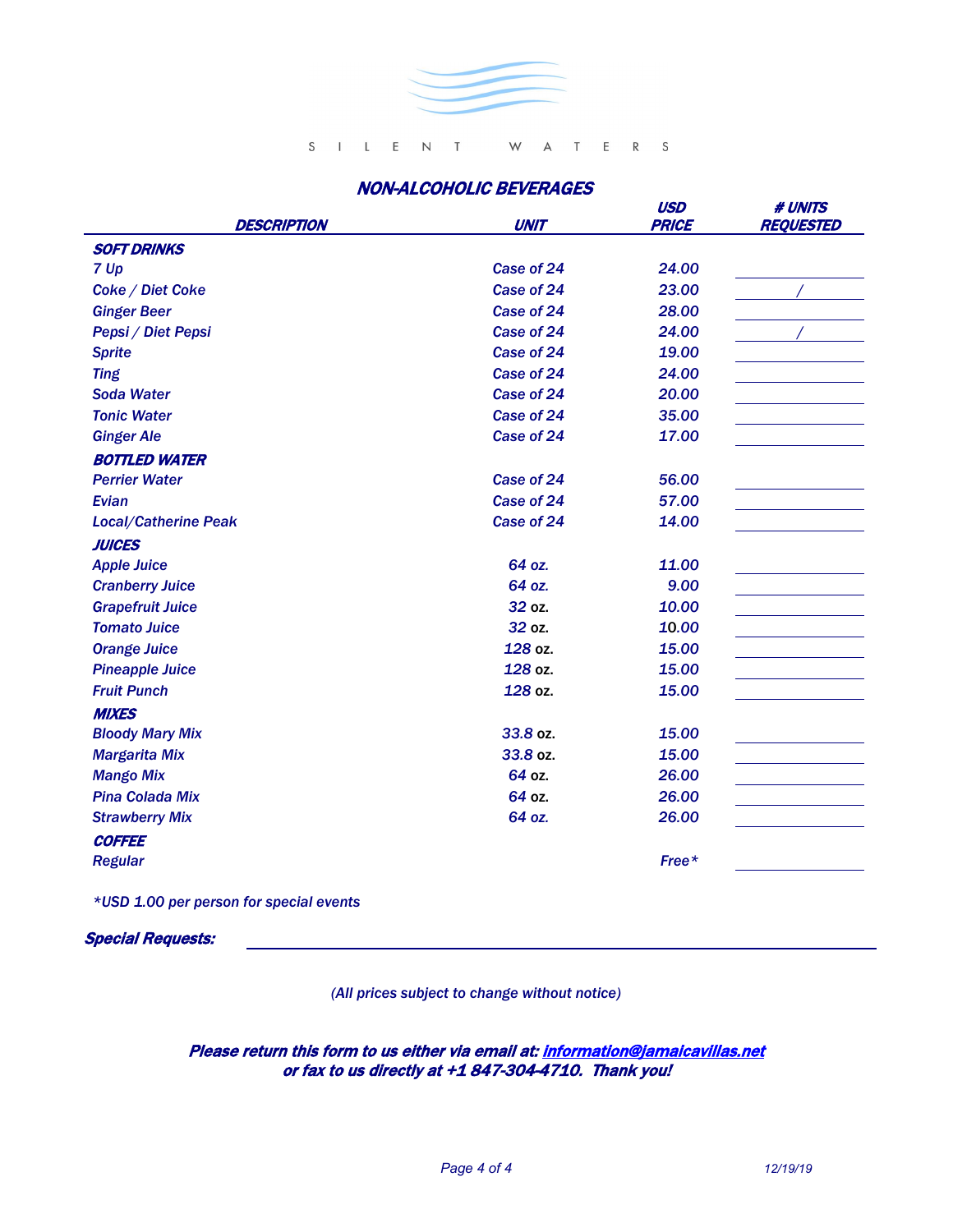S I L E N T   W A T E R S

## NON-ALCOHOLIC BEVERAGES

| DESCRIPTION | UNIT | USD PRICE | # UNITS REQUESTED |
|---|---|---|---|
| **SOFT DRINKS** | | | |
| 7 Up | Case of 24 | 24.00 | |
| Coke / Diet Coke | Case of 24 | 23.00 | / |
| Ginger Beer | Case of 24 | 28.00 | |
| Pepsi / Diet Pepsi | Case of 24 | 24.00 | / |
| Sprite | Case of 24 | 19.00 | |
| Ting | Case of 24 | 24.00 | |
| Soda Water | Case of 24 | 20.00 | |
| Tonic Water | Case of 24 | 35.00 | |
| Ginger Ale | Case of 24 | 17.00 | |
| **BOTTLED WATER** | | | |
| Perrier Water | Case of 24 | 56.00 | |
| Evian | Case of 24 | 57.00 | |
| Local/Catherine Peak | Case of 24 | 14.00 | |
| **JUICES** | | | |
| Apple Juice | 64 oz. | 11.00 | |
| Cranberry Juice | 64 oz. | 9.00 | |
| Grapefruit Juice | 32 oz. | 10.00 | |
| Tomato Juice | 32 oz. | 10.00 | |
| Orange Juice | 128 oz. | 15.00 | |
| Pineapple Juice | 128 oz. | 15.00 | |
| Fruit Punch | 128 oz. | 15.00 | |
| **MIXES** | | | |
| Bloody Mary Mix | 33.8 oz. | 15.00 | |
| Margarita Mix | 33.8 oz. | 15.00 | |
| Mango Mix | 64 oz. | 26.00 | |
| Pina Colada Mix | 64 oz. | 26.00 | |
| Strawberry Mix | 64 oz. | 26.00 | |
| **COFFEE** | | | |
| Regular | | Free* | |

*USD 1.00 per person for special events

**Special Requests:** ______________________________

*(All prices subject to change without notice)*

***Please return this form to us either via email at: information@jamaicavillas.net or fax to us directly at +1 847-304-4710. Thank you!***

12/19/19